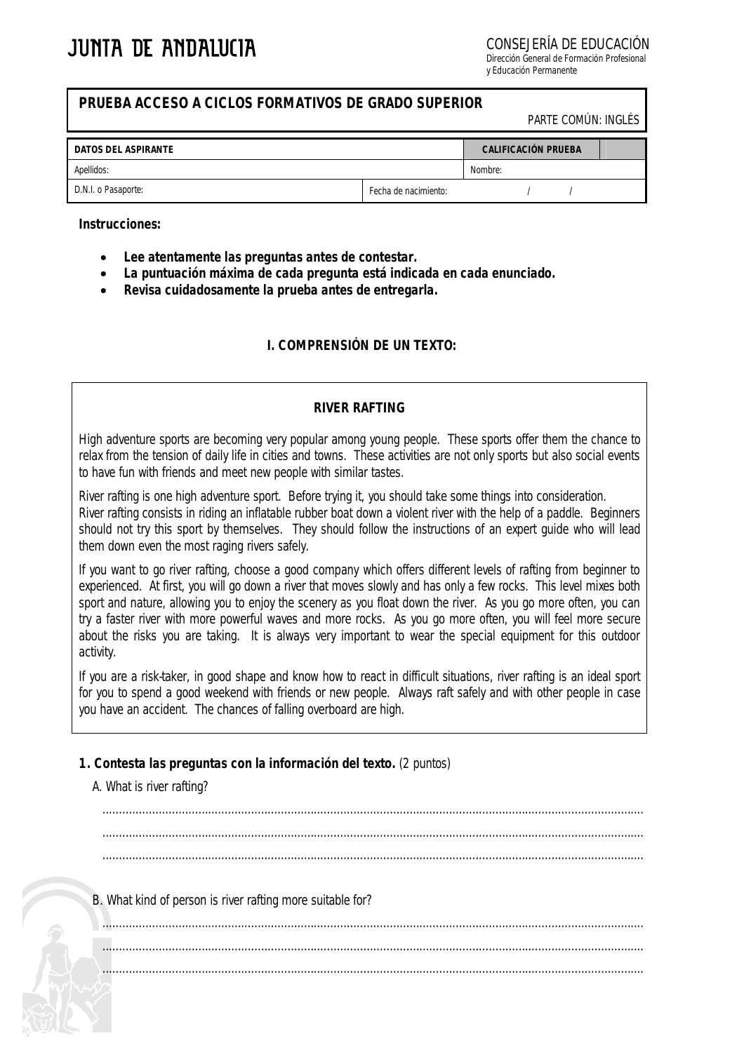JUNTA DE ANDALUCIA

CONSEJERÍA DE EDUCACIÓN
Dirección General de Formación Profesional
y Educación Permanente

## PRUEBA ACCESO A CICLOS FORMATIVOS DE GRADO SUPERIOR

PARTE COMÚN: INGLÉS

| DATOS DEL ASPIRANTE | | CALIFICACIÓN PRUEBA | |
|---|---|---|---|
| Apellidos: | | Nombre: | |
| D.N.I. o Pasaporte: | Fecha de nacimiento: | / / | |

**Instrucciones:**

- **Lee atentamente las preguntas antes de contestar.**
- **La puntuación máxima de cada pregunta está indicada en cada enunciado.**
- **Revisa cuidadosamente la prueba antes de entregarla.**

### I. COMPRENSIÓN DE UN TEXTO:

**RIVER RAFTING**

High adventure sports are becoming very popular among young people. These sports offer them the chance to relax from the tension of daily life in cities and towns. These activities are not only sports but also social events to have fun with friends and meet new people with similar tastes.

River rafting is one high adventure sport. Before trying it, you should take some things into consideration.
River rafting consists in riding an inflatable rubber boat down a violent river with the help of a paddle. Beginners should not try this sport by themselves. They should follow the instructions of an expert guide who will lead them down even the most raging rivers safely.

If you want to go river rafting, choose a good company which offers different levels of rafting from beginner to experienced. At first, you will go down a river that moves slowly and has only a few rocks. This level mixes both sport and nature, allowing you to enjoy the scenery as you float down the river. As you go more often, you can try a faster river with more powerful waves and more rocks. As you go more often, you will feel more secure about the risks you are taking. It is always very important to wear the special equipment for this outdoor activity.

If you are a risk-taker, in good shape and know how to react in difficult situations, river rafting is an ideal sport for you to spend a good weekend with friends or new people. Always raft safely and with other people in case you have an accident. The chances of falling overboard are high.

**1. Contesta las preguntas con la información del texto.** (2 puntos)

A. What is river rafting?

.................................................................................................................................................

.................................................................................................................................................

.................................................................................................................................................

B. What kind of person is river rafting more suitable for?

.................................................................................................................................................

.................................................................................................................................................

.................................................................................................................................................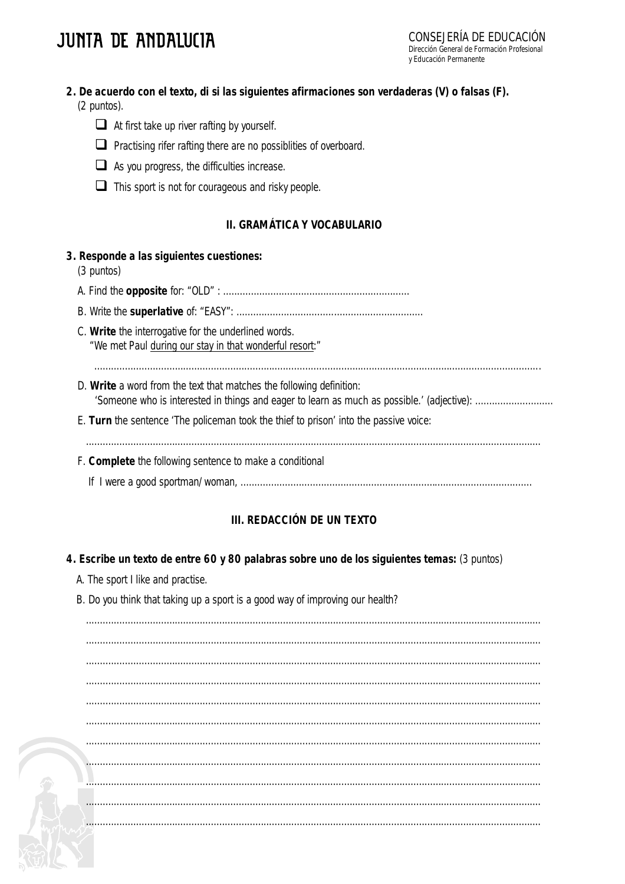**2. De acuerdo con el texto, di si las siguientes afirmaciones son verdaderas (V) o falsas (F).**
(2 puntos).

- ❑ At first take up river rafting by yourself.
- ❑ Practising rifer rafting there are no possiblities of overboard.
- ❑ As you progress, the difficulties increase.
- ❑ This sport is not for courageous and risky people.

## II. GRAMÁTICA Y VOCABULARIO

**3. Responde a las siguientes cuestiones:**
(3 puntos)

A. Find the **opposite** for: "OLD" : ...................................................................

B. Write the **superlative** of: "EASY": ...................................................................

C. **Write** the interrogative for the underlined words.
"We met Paul <u>during our stay in that wonderful resort</u>:"

...............................................................................................................................................................

D. **Write** a word from the text that matches the following definition:
'Someone who is interested in things and eager to learn as much as possible.' (adjective): ............................

E. **Turn** the sentence 'The policeman took the thief to prison' into the passive voice:

...............................................................................................................................................................

F. **Complete** the following sentence to make a conditional

If I were a good sportman/ woman, .......................................................................................................

## III. REDACCIÓN DE UN TEXTO

**4. Escribe un texto de entre 60 y 80 palabras sobre uno de los siguientes temas:** (3 puntos)

A. The sport I like and practise.

B. Do you think that taking up a sport is a good way of improving our health?

...............................................................................................................................................................

...............................................................................................................................................................

...............................................................................................................................................................

...............................................................................................................................................................

...............................................................................................................................................................

...............................................................................................................................................................

...............................................................................................................................................................

...............................................................................................................................................................

...............................................................................................................................................................

...............................................................................................................................................................

...............................................................................................................................................................